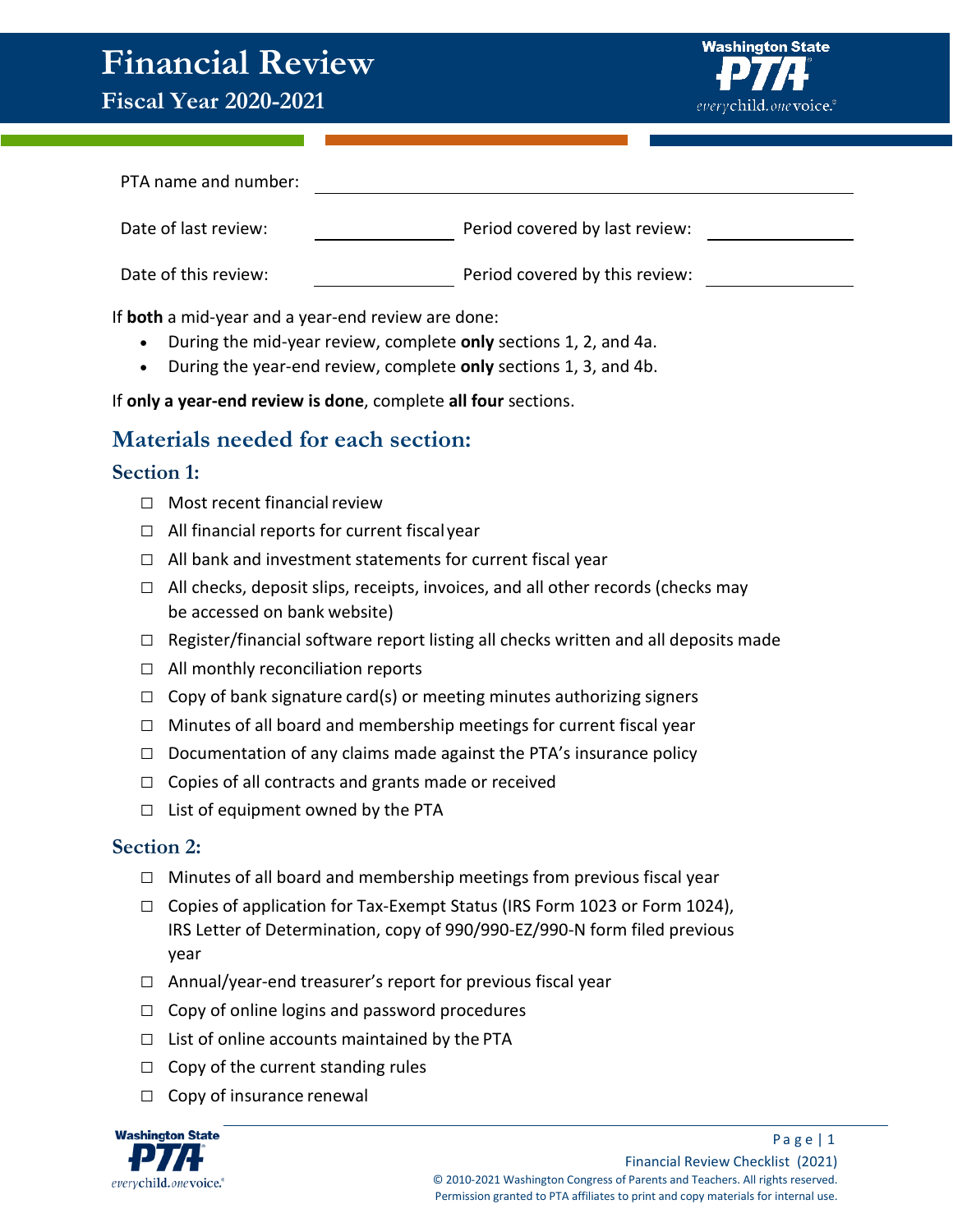# Financial Review

## Fiscal Year 2020-2021

PTA name and number: ______________________________

Date of last review: ____________ Period covered by last review: ____________

Date of this review: ____________ Period covered by this review: ____________

If **both** a mid-year and a year-end review are done:

- During the mid-year review, complete **only** sections 1, 2, and 4a.
- During the year-end review, complete **only** sections 1, 3, and 4b.

If **only a year-end review is done**, complete **all four** sections.

## Materials needed for each section:

### Section 1:

- ☐ Most recent financial review
- ☐ All financial reports for current fiscal year
- ☐ All bank and investment statements for current fiscal year
- ☐ All checks, deposit slips, receipts, invoices, and all other records (checks may be accessed on bank website)
- ☐ Register/financial software report listing all checks written and all deposits made
- ☐ All monthly reconciliation reports
- ☐ Copy of bank signature card(s) or meeting minutes authorizing signers
- ☐ Minutes of all board and membership meetings for current fiscal year
- ☐ Documentation of any claims made against the PTA's insurance policy
- ☐ Copies of all contracts and grants made or received
- ☐ List of equipment owned by the PTA

### Section 2:

- ☐ Minutes of all board and membership meetings from previous fiscal year
- ☐ Copies of application for Tax-Exempt Status (IRS Form 1023 or Form 1024), IRS Letter of Determination, copy of 990/990-EZ/990-N form filed previous year
- ☐ Annual/year-end treasurer's report for previous fiscal year
- ☐ Copy of online logins and password procedures
- ☐ List of online accounts maintained by the PTA
- ☐ Copy of the current standing rules
- ☐ Copy of insurance renewal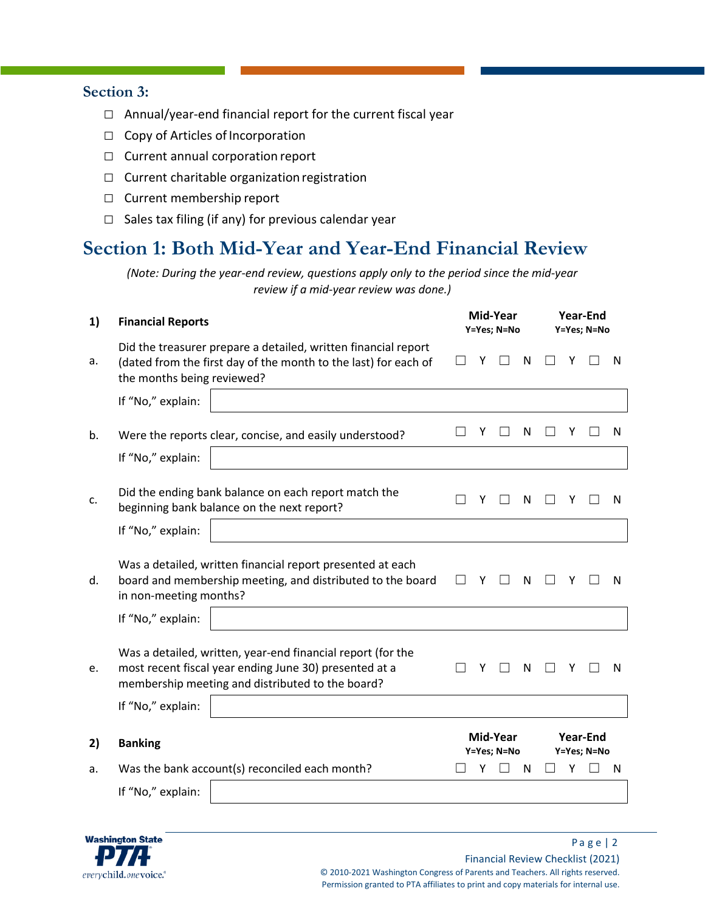## Section 3:

- ☐ Annual/year-end financial report for the current fiscal year
- ☐ Copy of Articles of Incorporation
- ☐ Current annual corporation report
- ☐ Current charitable organization registration
- ☐ Current membership report
- ☐ Sales tax filing (if any) for previous calendar year

# Section 1: Both Mid-Year and Year-End Financial Review

*(Note: During the year-end review, questions apply only to the period since the mid-year review if a mid-year review was done.)*

| | | Mid-Year Y=Yes; N=No | Year-End Y=Yes; N=No |
|---|---|---|---|
| **1)** | **Financial Reports** | | |
| a. | Did the treasurer prepare a detailed, written financial report (dated from the first day of the month to the last) for each of the months being reviewed? | ☐ Y ☐ N | ☐ Y ☐ N |
| | If "No," explain: | | |
| b. | Were the reports clear, concise, and easily understood? | ☐ Y ☐ N | ☐ Y ☐ N |
| | If "No," explain: | | |
| c. | Did the ending bank balance on each report match the beginning bank balance on the next report? | ☐ Y ☐ N | ☐ Y ☐ N |
| | If "No," explain: | | |
| d. | Was a detailed, written financial report presented at each board and membership meeting, and distributed to the board in non-meeting months? | ☐ Y ☐ N | ☐ Y ☐ N |
| | If "No," explain: | | |
| e. | Was a detailed, written, year-end financial report (for the most recent fiscal year ending June 30) presented at a membership meeting and distributed to the board? | ☐ Y ☐ N | ☐ Y ☐ N |
| | If "No," explain: | | |

| | | Mid-Year Y=Yes; N=No | Year-End Y=Yes; N=No |
|---|---|---|---|
| **2)** | **Banking** | | |
| a. | Was the bank account(s) reconciled each month? | ☐ Y ☐ N | ☐ Y ☐ N |
| | If "No," explain: | | |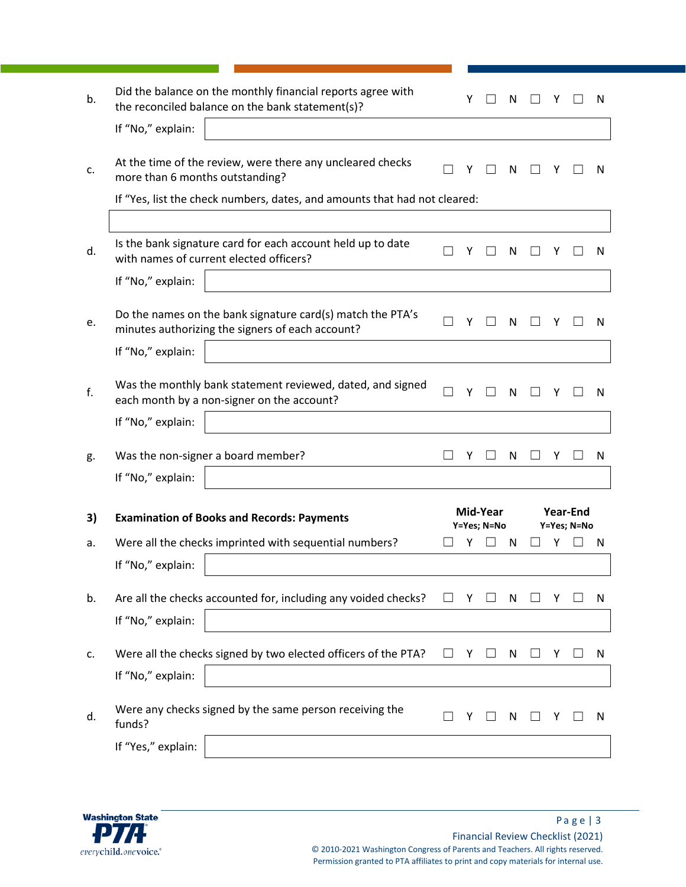| | | Mid-Year | | Year-End | |
|---|---|---|---|---|---|
| b. | Did the balance on the monthly financial reports agree with the reconciled balance on the bank statement(s)? | Y ☐ | N ☐ | Y ☐ | N |
| | If "No," explain: | | | | |
| c. | At the time of the review, were there any uncleared checks more than 6 months outstanding? | ☐ Y | ☐ N | ☐ Y | ☐ N |
| | If "Yes, list the check numbers, dates, and amounts that had not cleared: | | | | |
| d. | Is the bank signature card for each account held up to date with names of current elected officers? | ☐ Y | ☐ N | ☐ Y | ☐ N |
| | If "No," explain: | | | | |
| e. | Do the names on the bank signature card(s) match the PTA's minutes authorizing the signers of each account? | ☐ Y | ☐ N | ☐ Y | ☐ N |
| | If "No," explain: | | | | |
| f. | Was the monthly bank statement reviewed, dated, and signed each month by a non-signer on the account? | ☐ Y | ☐ N | ☐ Y | ☐ N |
| | If "No," explain: | | | | |
| g. | Was the non-signer a board member? | ☐ Y | ☐ N | ☐ Y | ☐ N |
| | If "No," explain: | | | | |

| 3) | **Examination of Books and Records: Payments** | **Mid-Year** Y=Yes; N=No | | **Year-End** Y=Yes; N=No | |
|---|---|---|---|---|---|
| a. | Were all the checks imprinted with sequential numbers? | ☐ Y | ☐ N | ☐ Y | ☐ N |
| | If "No," explain: | | | | |
| b. | Are all the checks accounted for, including any voided checks? | ☐ Y | ☐ N | ☐ Y | ☐ N |
| | If "No," explain: | | | | |
| c. | Were all the checks signed by two elected officers of the PTA? | ☐ Y | ☐ N | ☐ Y | ☐ N |
| | If "No," explain: | | | | |
| d. | Were any checks signed by the same person receiving the funds? | ☐ Y | ☐ N | ☐ Y | ☐ N |
| | If "Yes," explain: | | | | |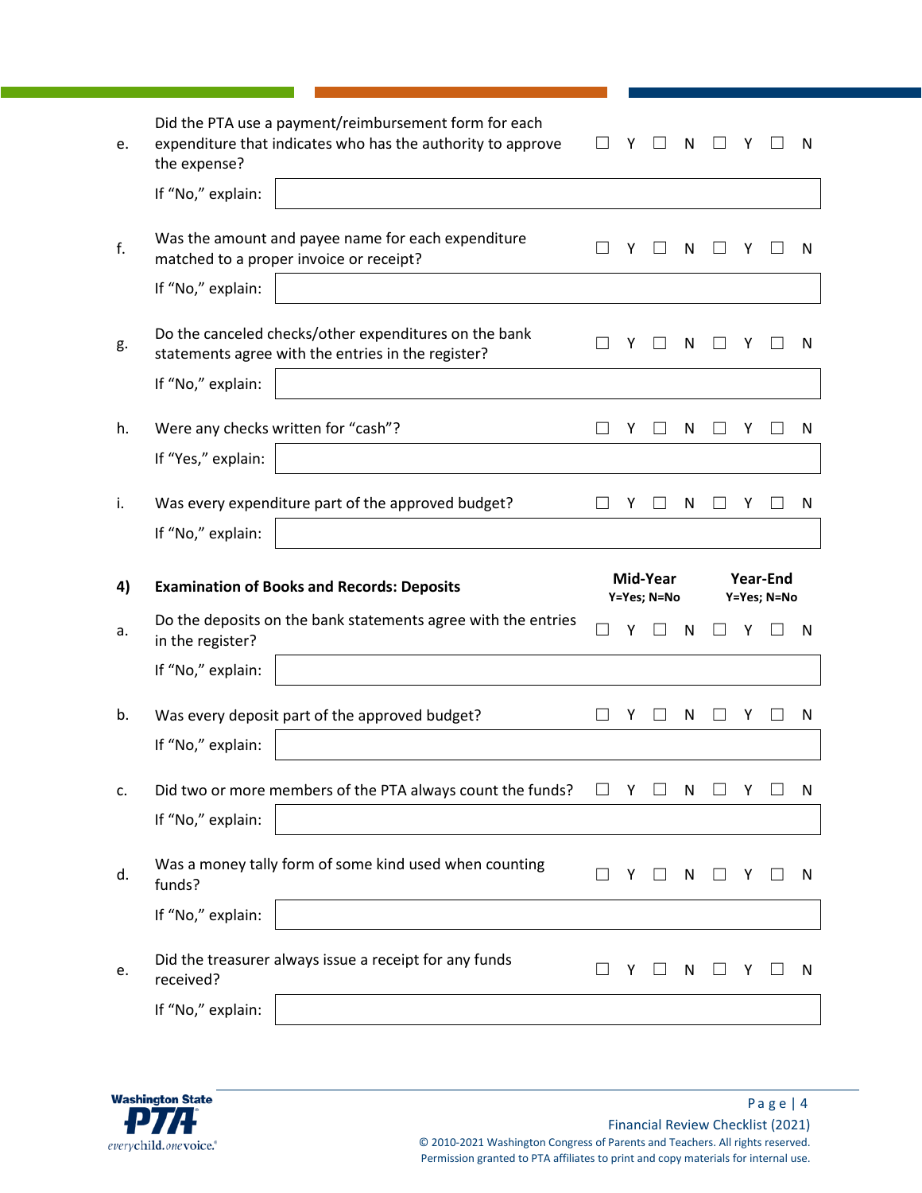| | | Mid-Year | | Year-End | |
|---|---|---|---|---|---|
| e. | Did the PTA use a payment/reimbursement form for each expenditure that indicates who has the authority to approve the expense? | ☐ Y | ☐ N | ☐ Y | ☐ N |
| | If "No," explain: | | | | |
| f. | Was the amount and payee name for each expenditure matched to a proper invoice or receipt? | ☐ Y | ☐ N | ☐ Y | ☐ N |
| | If "No," explain: | | | | |
| g. | Do the canceled checks/other expenditures on the bank statements agree with the entries in the register? | ☐ Y | ☐ N | ☐ Y | ☐ N |
| | If "No," explain: | | | | |
| h. | Were any checks written for "cash"? | ☐ Y | ☐ N | ☐ Y | ☐ N |
| | If "Yes," explain: | | | | |
| i. | Was every expenditure part of the approved budget? | ☐ Y | ☐ N | ☐ Y | ☐ N |
| | If "No," explain: | | | | |

| 4) | **Examination of Books and Records: Deposits** | **Mid-Year** Y=Yes; N=No | | **Year-End** Y=Yes; N=No | |
|---|---|---|---|---|---|
| a. | Do the deposits on the bank statements agree with the entries in the register? | ☐ Y | ☐ N | ☐ Y | ☐ N |
| | If "No," explain: | | | | |
| b. | Was every deposit part of the approved budget? | ☐ Y | ☐ N | ☐ Y | ☐ N |
| | If "No," explain: | | | | |
| c. | Did two or more members of the PTA always count the funds? | ☐ Y | ☐ N | ☐ Y | ☐ N |
| | If "No," explain: | | | | |
| d. | Was a money tally form of some kind used when counting funds? | ☐ Y | ☐ N | ☐ Y | ☐ N |
| | If "No," explain: | | | | |
| e. | Did the treasurer always issue a receipt for any funds received? | ☐ Y | ☐ N | ☐ Y | ☐ N |
| | If "No," explain: | | | | |

Financial Review Checklist (2021)

© 2010-2021 Washington Congress of Parents and Teachers. All rights reserved. Permission granted to PTA affiliates to print and copy materials for internal use.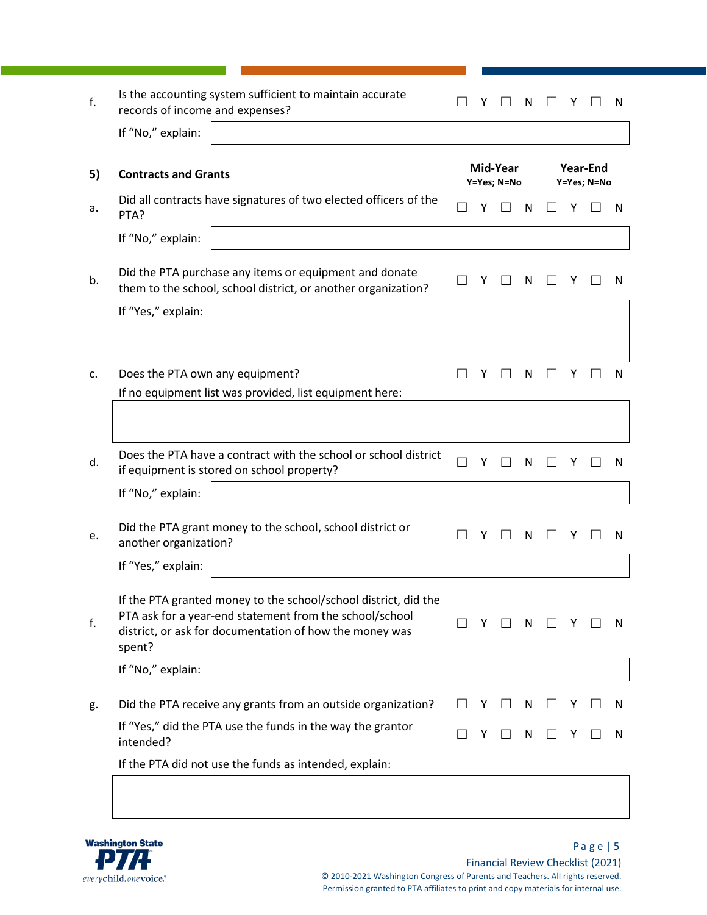| | | Mid-Year Y=Yes; N=No | Year-End Y=Yes; N=No |
|---|---|---|---|
| f. | Is the accounting system sufficient to maintain accurate records of income and expenses? | ☐ Y ☐ N | ☐ Y ☐ N |
| | If "No," explain: | | |

## 5) Contracts and Grants

| | | Mid-Year Y=Yes; N=No | Year-End Y=Yes; N=No |
|---|---|---|---|
| a. | Did all contracts have signatures of two elected officers of the PTA? | ☐ Y ☐ N | ☐ Y ☐ N |
| | If "No," explain: | | |
| b. | Did the PTA purchase any items or equipment and donate them to the school, school district, or another organization? | ☐ Y ☐ N | ☐ Y ☐ N |
| | If "Yes," explain: | | |
| c. | Does the PTA own any equipment? | ☐ Y ☐ N | ☐ Y ☐ N |
| | If no equipment list was provided, list equipment here: | | |
| d. | Does the PTA have a contract with the school or school district if equipment is stored on school property? | ☐ Y ☐ N | ☐ Y ☐ N |
| | If "No," explain: | | |
| e. | Did the PTA grant money to the school, school district or another organization? | ☐ Y ☐ N | ☐ Y ☐ N |
| | If "Yes," explain: | | |
| f. | If the PTA granted money to the school/school district, did the PTA ask for a year-end statement from the school/school district, or ask for documentation of how the money was spent? | ☐ Y ☐ N | ☐ Y ☐ N |
| | If "No," explain: | | |
| g. | Did the PTA receive any grants from an outside organization? | ☐ Y ☐ N | ☐ Y ☐ N |
| | If "Yes," did the PTA use the funds in the way the grantor intended? | ☐ Y ☐ N | ☐ Y ☐ N |
| | If the PTA did not use the funds as intended, explain: | | |

Financial Review Checklist (2021)

© 2010-2021 Washington Congress of Parents and Teachers. All rights reserved.
Permission granted to PTA affiliates to print and copy materials for internal use.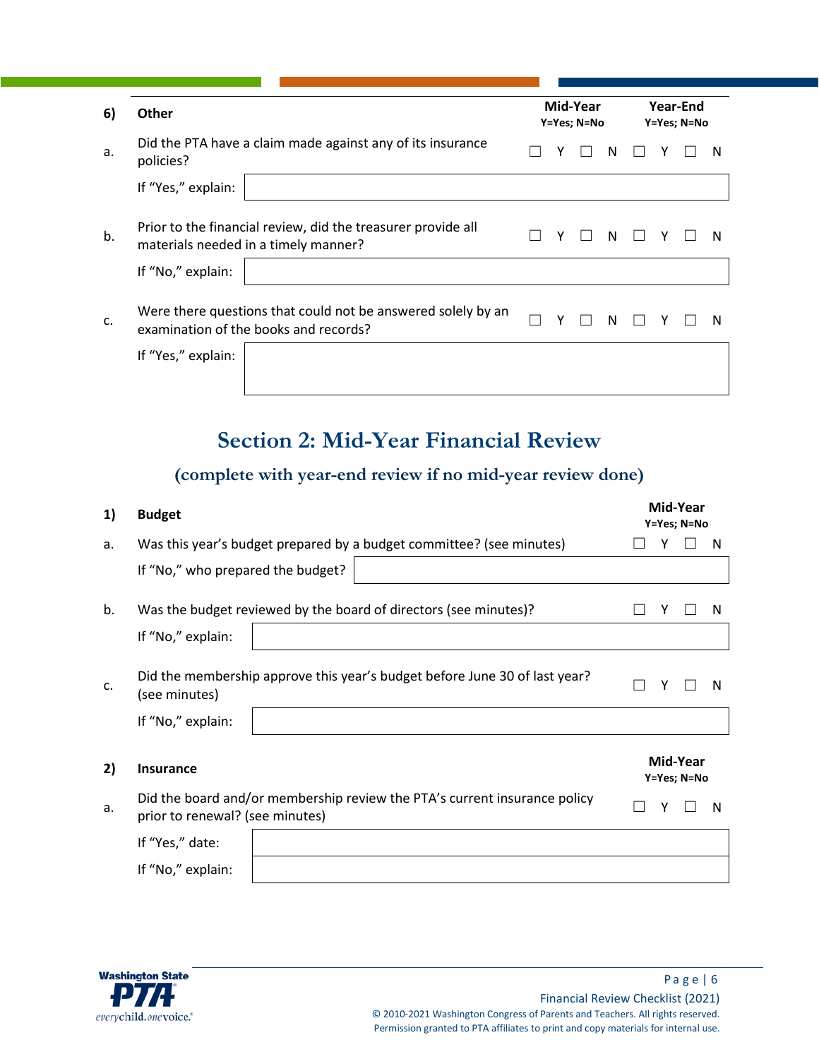| 6) | Other | Mid-Year Y=Yes; N=No | Year-End Y=Yes; N=No |
|---|---|---|---|
| a. | Did the PTA have a claim made against any of its insurance policies? | ☐ Y ☐ N | ☐ Y ☐ N |
| | If "Yes," explain: | | |
| b. | Prior to the financial review, did the treasurer provide all materials needed in a timely manner? | ☐ Y ☐ N | ☐ Y ☐ N |
| | If "No," explain: | | |
| c. | Were there questions that could not be answered solely by an examination of the books and records? | ☐ Y ☐ N | ☐ Y ☐ N |
| | If "Yes," explain: | | |

## Section 2: Mid-Year Financial Review

### (complete with year-end review if no mid-year review done)

| 1) | Budget | Mid-Year Y=Yes; N=No |
|---|---|---|
| a. | Was this year's budget prepared by a budget committee? (see minutes) | ☐ Y ☐ N |
| | If "No," who prepared the budget? | |
| b. | Was the budget reviewed by the board of directors (see minutes)? | ☐ Y ☐ N |
| | If "No," explain: | |
| c. | Did the membership approve this year's budget before June 30 of last year? (see minutes) | ☐ Y ☐ N |
| | If "No," explain: | |

| 2) | Insurance | Mid-Year Y=Yes; N=No |
|---|---|---|
| a. | Did the board and/or membership review the PTA's current insurance policy prior to renewal? (see minutes) | ☐ Y ☐ N |
| | If "Yes," date: | |
| | If "No," explain: | |

Financial Review Checklist (2021)

© 2010-2021 Washington Congress of Parents and Teachers. All rights reserved.
Permission granted to PTA affiliates to print and copy materials for internal use.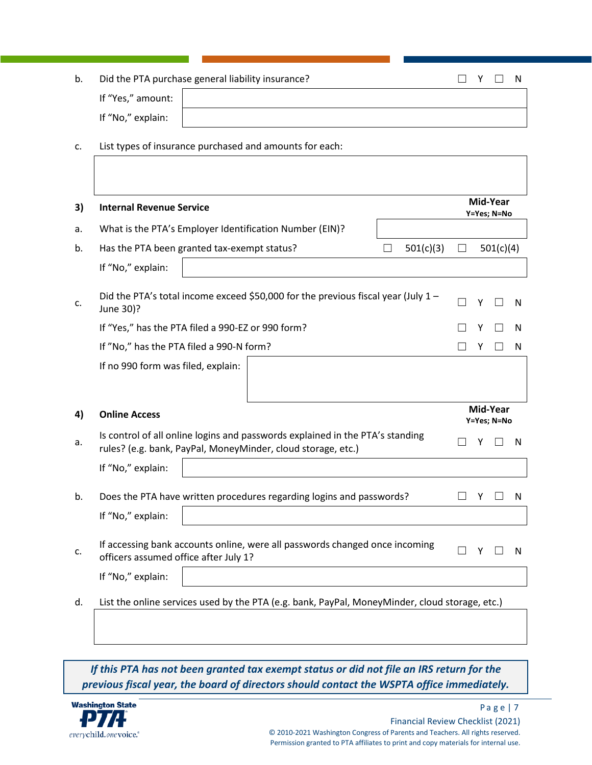b. Did the PTA purchase general liability insurance? ☐ Y ☐ N

If "Yes," amount:

If "No," explain:

c. List types of insurance purchased and amounts for each:

**3) Internal Revenue Service** — **Mid-Year** **Y=Yes; N=No**

a. What is the PTA's Employer Identification Number (EIN)?

b. Has the PTA been granted tax-exempt status? ☐ 501(c)(3) ☐ 501(c)(4)

If "No," explain:

c. Did the PTA's total income exceed $50,000 for the previous fiscal year (July 1 – June 30)? ☐ Y ☐ N

If "Yes," has the PTA filed a 990-EZ or 990 form? ☐ Y ☐ N

If "No," has the PTA filed a 990-N form? ☐ Y ☐ N

If no 990 form was filed, explain:

**4) Online Access** — **Mid-Year** **Y=Yes; N=No**

a. Is control of all online logins and passwords explained in the PTA's standing rules? (e.g. bank, PayPal, MoneyMinder, cloud storage, etc.) ☐ Y ☐ N

If "No," explain:

b. Does the PTA have written procedures regarding logins and passwords? ☐ Y ☐ N

If "No," explain:

c. If accessing bank accounts online, were all passwords changed once incoming officers assumed office after July 1? ☐ Y ☐ N

If "No," explain:

d. List the online services used by the PTA (e.g. bank, PayPal, MoneyMinder, cloud storage, etc.)

***If this PTA has not been granted tax exempt status or did not file an IRS return for the previous fiscal year, the board of directors should contact the WSPTA office immediately.***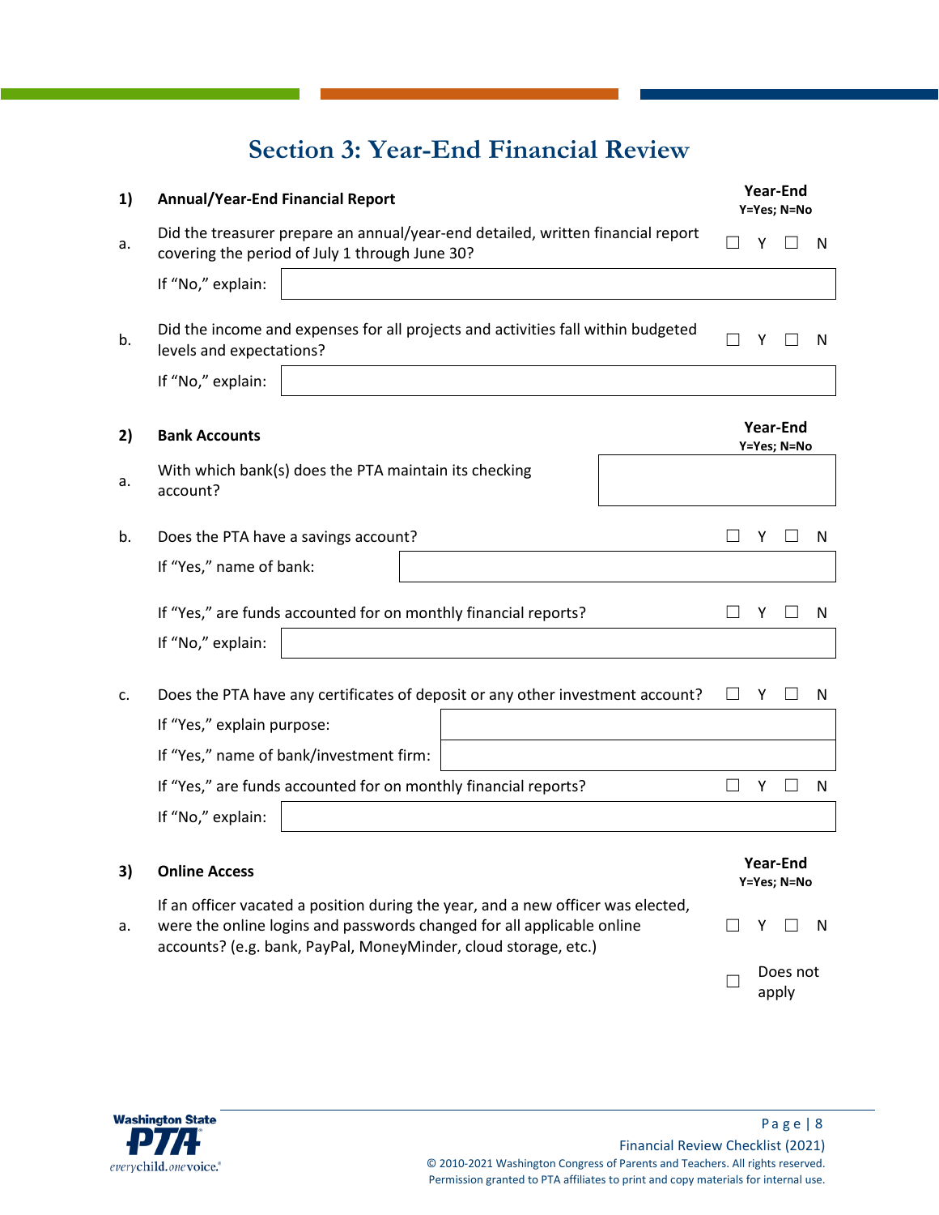# Section 3: Year-End Financial Review

| | | Year-End<br>Y=Yes; N=No |
|---|---|---|
| **1)** | **Annual/Year-End Financial Report** | |
| a. | Did the treasurer prepare an annual/year-end detailed, written financial report covering the period of July 1 through June 30? | ☐ Y ☐ N |
| | If "No," explain: | |
| b. | Did the income and expenses for all projects and activities fall within budgeted levels and expectations? | ☐ Y ☐ N |
| | If "No," explain: | |

| | | Year-End<br>Y=Yes; N=No |
|---|---|---|
| **2)** | **Bank Accounts** | |
| a. | With which bank(s) does the PTA maintain its checking account? | |
| b. | Does the PTA have a savings account? | ☐ Y ☐ N |
| | If "Yes," name of bank: | |
| | If "Yes," are funds accounted for on monthly financial reports? | ☐ Y ☐ N |
| | If "No," explain: | |
| c. | Does the PTA have any certificates of deposit or any other investment account? | ☐ Y ☐ N |
| | If "Yes," explain purpose: | |
| | If "Yes," name of bank/investment firm: | |
| | If "Yes," are funds accounted for on monthly financial reports? | ☐ Y ☐ N |
| | If "No," explain: | |

| | | Year-End<br>Y=Yes; N=No |
|---|---|---|
| **3)** | **Online Access** | |
| a. | If an officer vacated a position during the year, and a new officer was elected, were the online logins and passwords changed for all applicable online accounts? (e.g. bank, PayPal, MoneyMinder, cloud storage, etc.) | ☐ Y ☐ N<br>☐ Does not apply |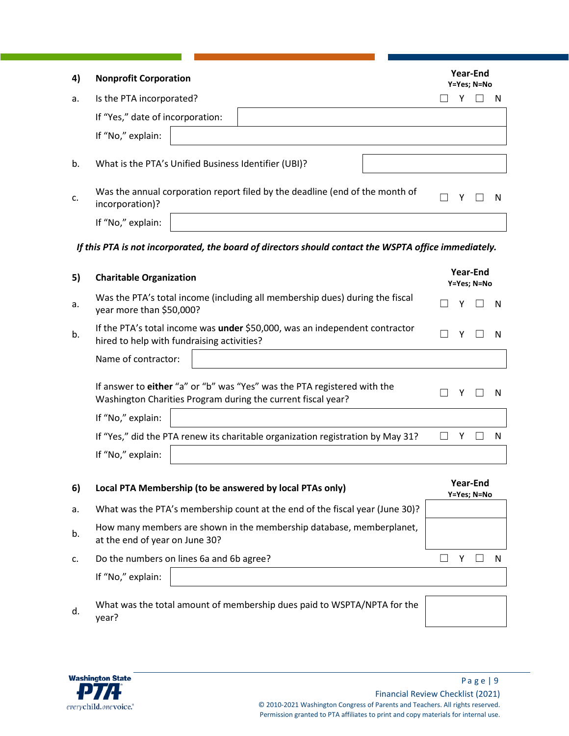## 4) Nonprofit Corporation

| | | Year-End Y=Yes; N=No |
|---|---|---|
| a. | Is the PTA incorporated? | ☐ Y ☐ N |
| | If "Yes," date of incorporation: | |
| | If "No," explain: | |
| b. | What is the PTA's Unified Business Identifier (UBI)? | |
| c. | Was the annual corporation report filed by the deadline (end of the month of incorporation)? | ☐ Y ☐ N |
| | If "No," explain: | |

***If this PTA is not incorporated, the board of directors should contact the WSPTA office immediately.***

## 5) Charitable Organization

| | | Year-End Y=Yes; N=No |
|---|---|---|
| a. | Was the PTA's total income (including all membership dues) during the fiscal year more than $50,000? | ☐ Y ☐ N |
| b. | If the PTA's total income was **under** $50,000, was an independent contractor hired to help with fundraising activities? | ☐ Y ☐ N |
| | Name of contractor: | |
| | If answer to **either** "a" or "b" was "Yes" was the PTA registered with the Washington Charities Program during the current fiscal year? | ☐ Y ☐ N |
| | If "No," explain: | |
| | If "Yes," did the PTA renew its charitable organization registration by May 31? | ☐ Y ☐ N |
| | If "No," explain: | |

## 6) Local PTA Membership (to be answered by local PTAs only)

| | | Year-End Y=Yes; N=No |
|---|---|---|
| a. | What was the PTA's membership count at the end of the fiscal year (June 30)? | |
| b. | How many members are shown in the membership database, memberplanet, at the end of year on June 30? | |
| c. | Do the numbers on lines 6a and 6b agree? | ☐ Y ☐ N |
| | If "No," explain: | |
| d. | What was the total amount of membership dues paid to WSPTA/NPTA for the year? | |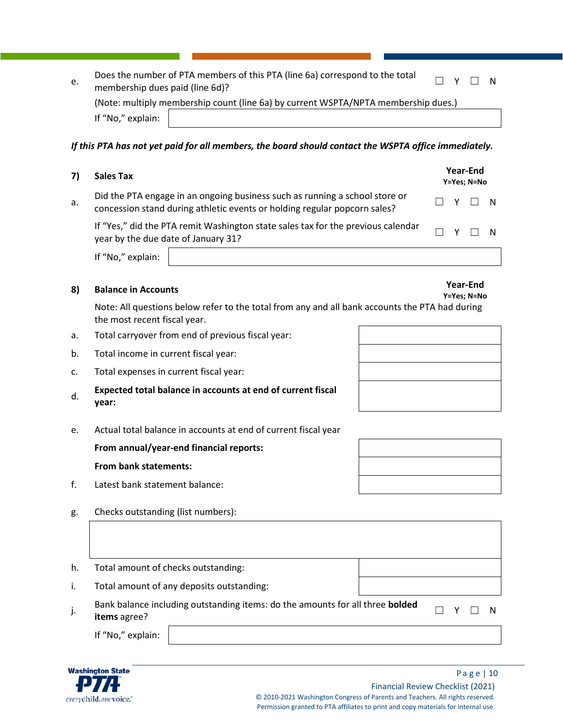e. Does the number of PTA members of this PTA (line 6a) correspond to the total membership dues paid (line 6d)? ☐ Y ☐ N

(Note: multiply membership count (line 6a) by current WSPTA/NPTA membership dues.)

If "No," explain:

***If this PTA has not yet paid for all members, the board should contact the WSPTA office immediately.***

**7) Sales Tax** — **Year-End** **Y=Yes; N=No**

a. Did the PTA engage in an ongoing business such as running a school store or concession stand during athletic events or holding regular popcorn sales? ☐ Y ☐ N

If "Yes," did the PTA remit Washington state sales tax for the previous calendar year by the due date of January 31? ☐ Y ☐ N

If "No," explain:

**8) Balance in Accounts** — **Year-End** **Y=Yes; N=No**

Note: All questions below refer to the total from any and all bank accounts the PTA had during the most recent fiscal year.

| | | |
|---|---|---|
| a. | Total carryover from end of previous fiscal year: | |
| b. | Total income in current fiscal year: | |
| c. | Total expenses in current fiscal year: | |
| d. | **Expected total balance in accounts at end of current fiscal year:** | |

e. Actual total balance in accounts at end of current fiscal year

| | | |
|---|---|---|
| | **From annual/year-end financial reports:** | |
| | **From bank statements:** | |
| f. | Latest bank statement balance: | |

g. Checks outstanding (list numbers):

| | | |
|---|---|---|
| h. | Total amount of checks outstanding: | |
| i. | Total amount of any deposits outstanding: | |

j. Bank balance including outstanding items: do the amounts for all three **bolded items** agree? ☐ Y ☐ N

If "No," explain:

Financial Review Checklist (2021)

© 2010-2021 Washington Congress of Parents and Teachers. All rights reserved. Permission granted to PTA affiliates to print and copy materials for internal use.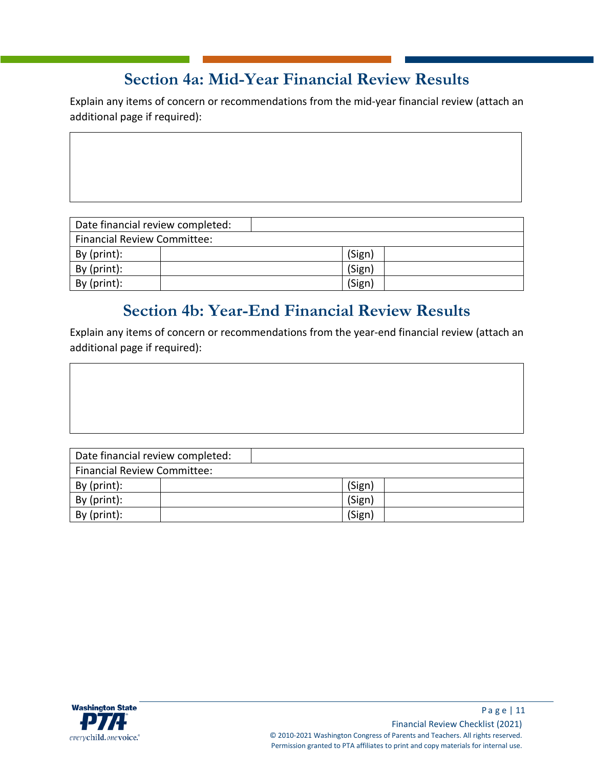## Section 4a: Mid-Year Financial Review Results

Explain any items of concern or recommendations from the mid-year financial review (attach an additional page if required):

| |
|---|
| |

| | | | |
|---|---|---|---|
| Date financial review completed: | | | |
| Financial Review Committee: | | | |
| By (print): | | (Sign) | |
| By (print): | | (Sign) | |
| By (print): | | (Sign) | |

## Section 4b: Year-End Financial Review Results

Explain any items of concern or recommendations from the year-end financial review (attach an additional page if required):

| |
|---|
| |

| | | | |
|---|---|---|---|
| Date financial review completed: | | | |
| Financial Review Committee: | | | |
| By (print): | | (Sign) | |
| By (print): | | (Sign) | |
| By (print): | | (Sign) | |